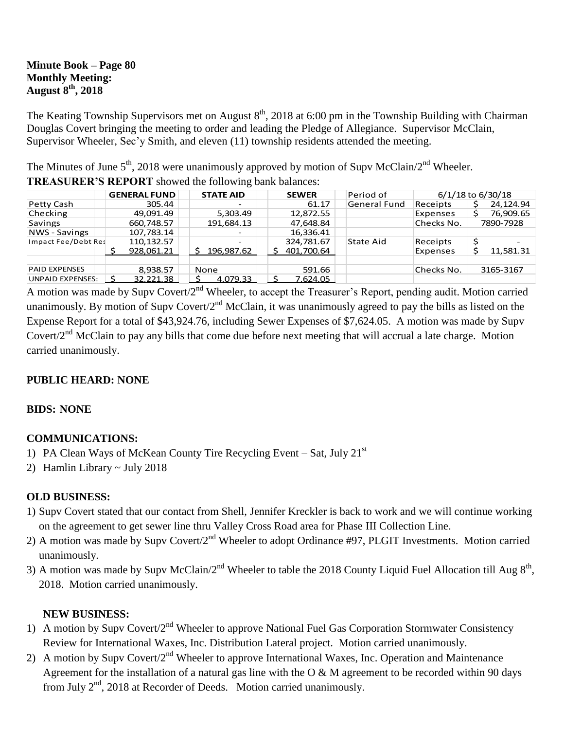**Minute Book – Page 80**
**Monthly Meeting:**
**August 8th, 2018**

The Keating Township Supervisors met on August 8th, 2018 at 6:00 pm in the Township Building with Chairman Douglas Covert bringing the meeting to order and leading the Pledge of Allegiance. Supervisor McClain, Supervisor Wheeler, Sec'y Smith, and eleven (11) township residents attended the meeting.

The Minutes of June 5th, 2018 were unanimously approved by motion of Supv McClain/2nd Wheeler.

**TREASURER'S REPORT** showed the following bank balances:

| | GENERAL FUND | STATE AID | SEWER | Period of | 6/1/18 to 6/30/18 | |
|---|---|---|---|---|---|---|
| Petty Cash | 305.44 | - | 61.17 | General Fund | Receipts | $ 24,124.94 |
| Checking | 49,091.49 | 5,303.49 | 12,872.55 | | Expenses | $ 76,909.65 |
| Savings | 660,748.57 | 191,684.13 | 47,648.84 | | Checks No. | 7890-7928 |
| NWS - Savings | 107,783.14 | - | 16,336.41 | | | |
| Impact Fee/Debt Res | 110,132.57 | - | 324,781.67 | State Aid | Receipts | $ - |
| | $ 928,061.21 | $ 196,987.62 | $ 401,700.64 | | Expenses | $ 11,581.31 |
| | | | | | | |
| PAID EXPENSES | 8,938.57 | None | 591.66 | | Checks No. | 3165-3167 |
| UNPAID EXPENSES: | $ 32,221.38 | $ 4,079.33 | $ 7,624.05 | | | |

A motion was made by Supv Covert/2nd Wheeler, to accept the Treasurer's Report, pending audit. Motion carried unanimously. By motion of Supv Covert/2nd McClain, it was unanimously agreed to pay the bills as listed on the Expense Report for a total of $43,924.76, including Sewer Expenses of $7,624.05. A motion was made by Supv Covert/2nd McClain to pay any bills that come due before next meeting that will accrual a late charge. Motion carried unanimously.

**PUBLIC HEARD: NONE**

**BIDS: NONE**

**COMMUNICATIONS:**

1) PA Clean Ways of McKean County Tire Recycling Event – Sat, July 21st
2) Hamlin Library ~ July 2018

**OLD BUSINESS:**

1) Supv Covert stated that our contact from Shell, Jennifer Kreckler is back to work and we will continue working on the agreement to get sewer line thru Valley Cross Road area for Phase III Collection Line.
2) A motion was made by Supv Covert/2nd Wheeler to adopt Ordinance #97, PLGIT Investments. Motion carried unanimously.
3) A motion was made by Supv McClain/2nd Wheeler to table the 2018 County Liquid Fuel Allocation till Aug 8th, 2018. Motion carried unanimously.

**NEW BUSINESS:**

1) A motion by Supv Covert/2nd Wheeler to approve National Fuel Gas Corporation Stormwater Consistency Review for International Waxes, Inc. Distribution Lateral project. Motion carried unanimously.
2) A motion by Supv Covert/2nd Wheeler to approve International Waxes, Inc. Operation and Maintenance Agreement for the installation of a natural gas line with the O & M agreement to be recorded within 90 days from July 2nd, 2018 at Recorder of Deeds. Motion carried unanimously.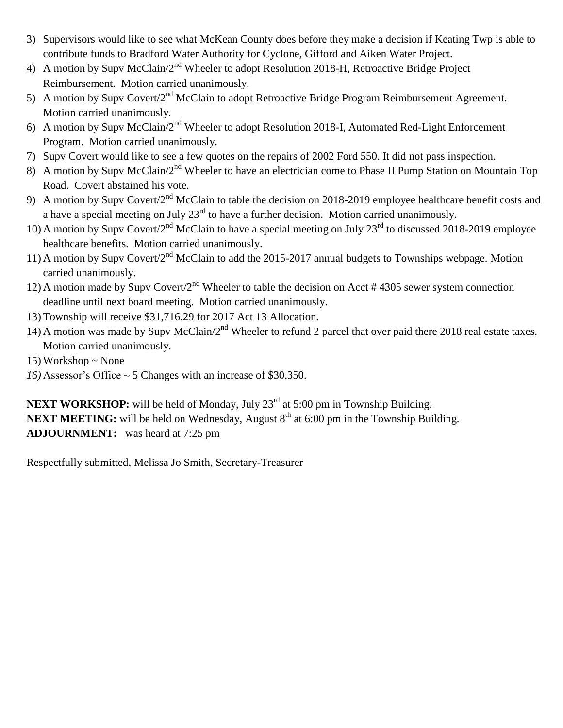3) Supervisors would like to see what McKean County does before they make a decision if Keating Twp is able to contribute funds to Bradford Water Authority for Cyclone, Gifford and Aiken Water Project.
4) A motion by Supv McClain/2nd Wheeler to adopt Resolution 2018-H, Retroactive Bridge Project Reimbursement. Motion carried unanimously.
5) A motion by Supv Covert/2nd McClain to adopt Retroactive Bridge Program Reimbursement Agreement. Motion carried unanimously.
6) A motion by Supv McClain/2nd Wheeler to adopt Resolution 2018-I, Automated Red-Light Enforcement Program. Motion carried unanimously.
7) Supv Covert would like to see a few quotes on the repairs of 2002 Ford 550. It did not pass inspection.
8) A motion by Supv McClain/2nd Wheeler to have an electrician come to Phase II Pump Station on Mountain Top Road. Covert abstained his vote.
9) A motion by Supv Covert/2nd McClain to table the decision on 2018-2019 employee healthcare benefit costs and a have a special meeting on July 23rd to have a further decision. Motion carried unanimously.
10) A motion by Supv Covert/2nd McClain to have a special meeting on July 23rd to discussed 2018-2019 employee healthcare benefits. Motion carried unanimously.
11) A motion by Supv Covert/2nd McClain to add the 2015-2017 annual budgets to Townships webpage. Motion carried unanimously.
12) A motion made by Supv Covert/2nd Wheeler to table the decision on Acct # 4305 sewer system connection deadline until next board meeting. Motion carried unanimously.
13) Township will receive $31,716.29 for 2017 Act 13 Allocation.
14) A motion was made by Supv McClain/2nd Wheeler to refund 2 parcel that over paid there 2018 real estate taxes. Motion carried unanimously.
15) Workshop ~ None
16) Assessor's Office ~ 5 Changes with an increase of $30,350.

**NEXT WORKSHOP:** will be held of Monday, July 23rd at 5:00 pm in Township Building.
**NEXT MEETING:** will be held on Wednesday, August 8th at 6:00 pm in the Township Building.
**ADJOURNMENT:** was heard at 7:25 pm

Respectfully submitted, Melissa Jo Smith, Secretary-Treasurer